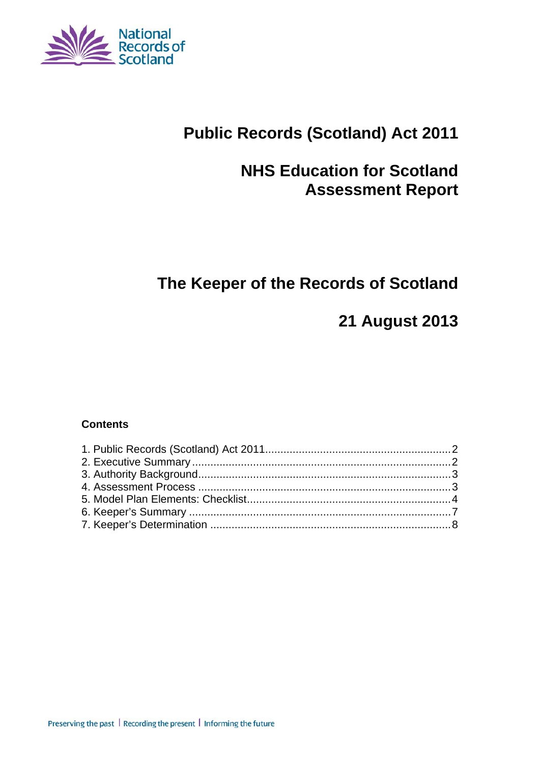National Records of Scotland

# Public Records (Scotland) Act 2011

# NHS Education for Scotland Assessment Report

# The Keeper of the Records of Scotland

# 21 August 2013

**Contents**

1. Public Records (Scotland) Act 2011............................................................2
2. Executive Summary....................................................................................2
3. Authority Background..................................................................................3
4. Assessment Process ..................................................................................3
5. Model Plan Elements: Checklist..................................................................4
6. Keeper's Summary .....................................................................................7
7. Keeper's Determination ..............................................................................8

Preserving the past | Recording the present | Informing the future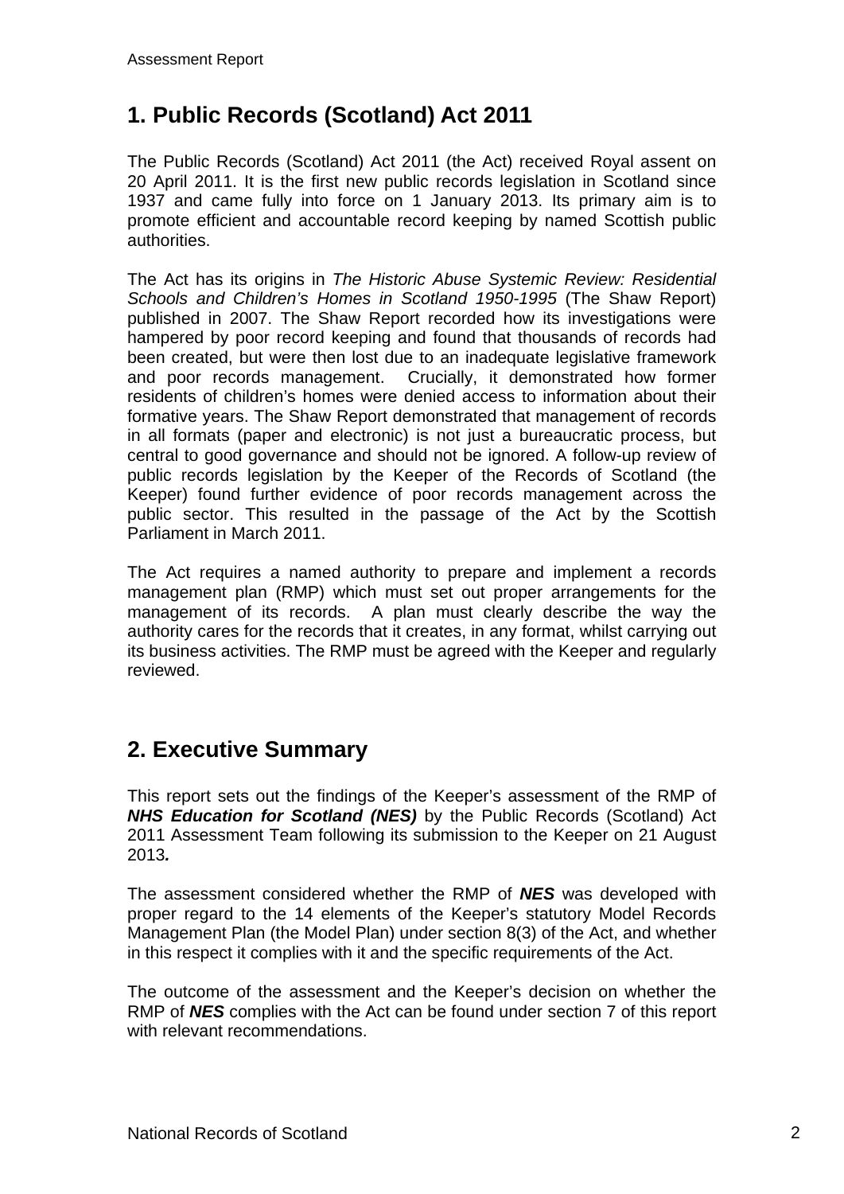## 1. Public Records (Scotland) Act 2011

The Public Records (Scotland) Act 2011 (the Act) received Royal assent on 20 April 2011. It is the first new public records legislation in Scotland since 1937 and came fully into force on 1 January 2013. Its primary aim is to promote efficient and accountable record keeping by named Scottish public authorities.

The Act has its origins in *The Historic Abuse Systemic Review: Residential Schools and Children's Homes in Scotland 1950-1995* (The Shaw Report) published in 2007. The Shaw Report recorded how its investigations were hampered by poor record keeping and found that thousands of records had been created, but were then lost due to an inadequate legislative framework and poor records management. Crucially, it demonstrated how former residents of children's homes were denied access to information about their formative years. The Shaw Report demonstrated that management of records in all formats (paper and electronic) is not just a bureaucratic process, but central to good governance and should not be ignored. A follow-up review of public records legislation by the Keeper of the Records of Scotland (the Keeper) found further evidence of poor records management across the public sector. This resulted in the passage of the Act by the Scottish Parliament in March 2011.

The Act requires a named authority to prepare and implement a records management plan (RMP) which must set out proper arrangements for the management of its records. A plan must clearly describe the way the authority cares for the records that it creates, in any format, whilst carrying out its business activities. The RMP must be agreed with the Keeper and regularly reviewed.

## 2. Executive Summary

This report sets out the findings of the Keeper's assessment of the RMP of ***NHS Education for Scotland (NES)*** by the Public Records (Scotland) Act 2011 Assessment Team following its submission to the Keeper on 21 August 2013***.***

The assessment considered whether the RMP of ***NES*** was developed with proper regard to the 14 elements of the Keeper's statutory Model Records Management Plan (the Model Plan) under section 8(3) of the Act, and whether in this respect it complies with it and the specific requirements of the Act.

The outcome of the assessment and the Keeper's decision on whether the RMP of ***NES*** complies with the Act can be found under section 7 of this report with relevant recommendations.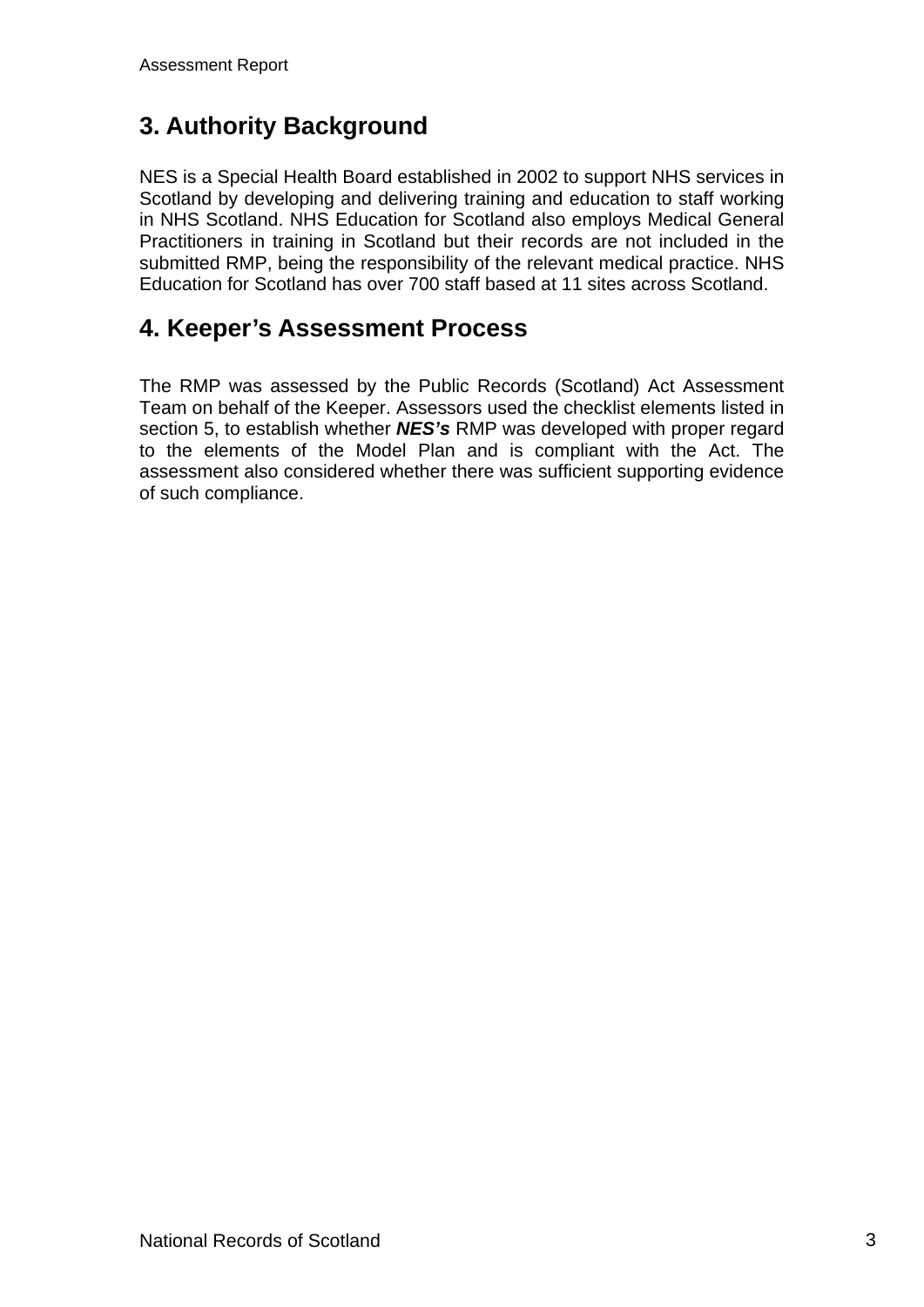## 3. Authority Background

NES is a Special Health Board established in 2002 to support NHS services in Scotland by developing and delivering training and education to staff working in NHS Scotland. NHS Education for Scotland also employs Medical General Practitioners in training in Scotland but their records are not included in the submitted RMP, being the responsibility of the relevant medical practice. NHS Education for Scotland has over 700 staff based at 11 sites across Scotland.

## 4. Keeper's Assessment Process

The RMP was assessed by the Public Records (Scotland) Act Assessment Team on behalf of the Keeper. Assessors used the checklist elements listed in section 5, to establish whether ***NES's*** RMP was developed with proper regard to the elements of the Model Plan and is compliant with the Act. The assessment also considered whether there was sufficient supporting evidence of such compliance.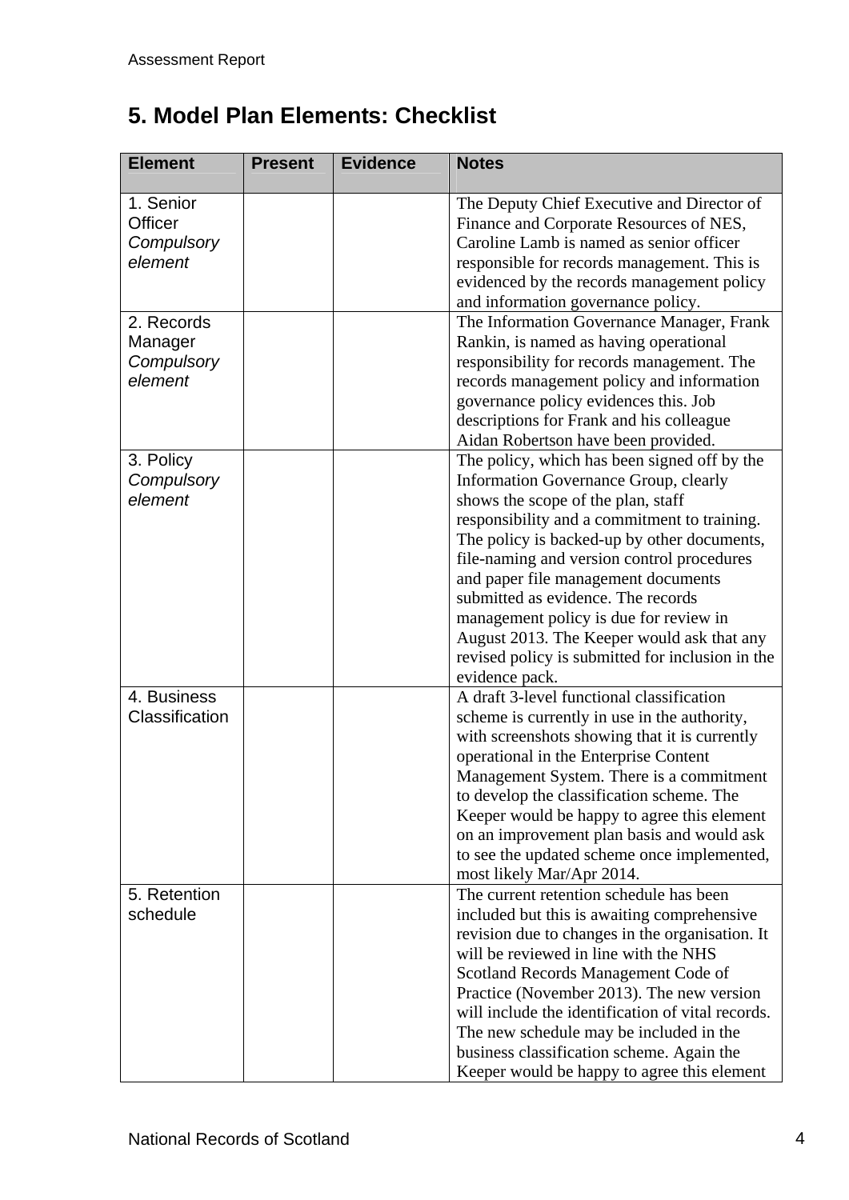## 5. Model Plan Elements: Checklist

| Element | Present | Evidence | Notes |
|---|---|---|---|
| 1. Senior Officer *Compulsory element* | | | The Deputy Chief Executive and Director of Finance and Corporate Resources of NES, Caroline Lamb is named as senior officer responsible for records management. This is evidenced by the records management policy and information governance policy. |
| 2. Records Manager *Compulsory element* | | | The Information Governance Manager, Frank Rankin, is named as having operational responsibility for records management. The records management policy and information governance policy evidences this. Job descriptions for Frank and his colleague Aidan Robertson have been provided. |
| 3. Policy *Compulsory element* | | | The policy, which has been signed off by the Information Governance Group, clearly shows the scope of the plan, staff responsibility and a commitment to training. The policy is backed-up by other documents, file-naming and version control procedures and paper file management documents submitted as evidence. The records management policy is due for review in August 2013. The Keeper would ask that any revised policy is submitted for inclusion in the evidence pack. |
| 4. Business Classification | | | A draft 3-level functional classification scheme is currently in use in the authority, with screenshots showing that it is currently operational in the Enterprise Content Management System. There is a commitment to develop the classification scheme. The Keeper would be happy to agree this element on an improvement plan basis and would ask to see the updated scheme once implemented, most likely Mar/Apr 2014. |
| 5. Retention schedule | | | The current retention schedule has been included but this is awaiting comprehensive revision due to changes in the organisation. It will be reviewed in line with the NHS Scotland Records Management Code of Practice (November 2013). The new version will include the identification of vital records. The new schedule may be included in the business classification scheme. Again the Keeper would be happy to agree this element |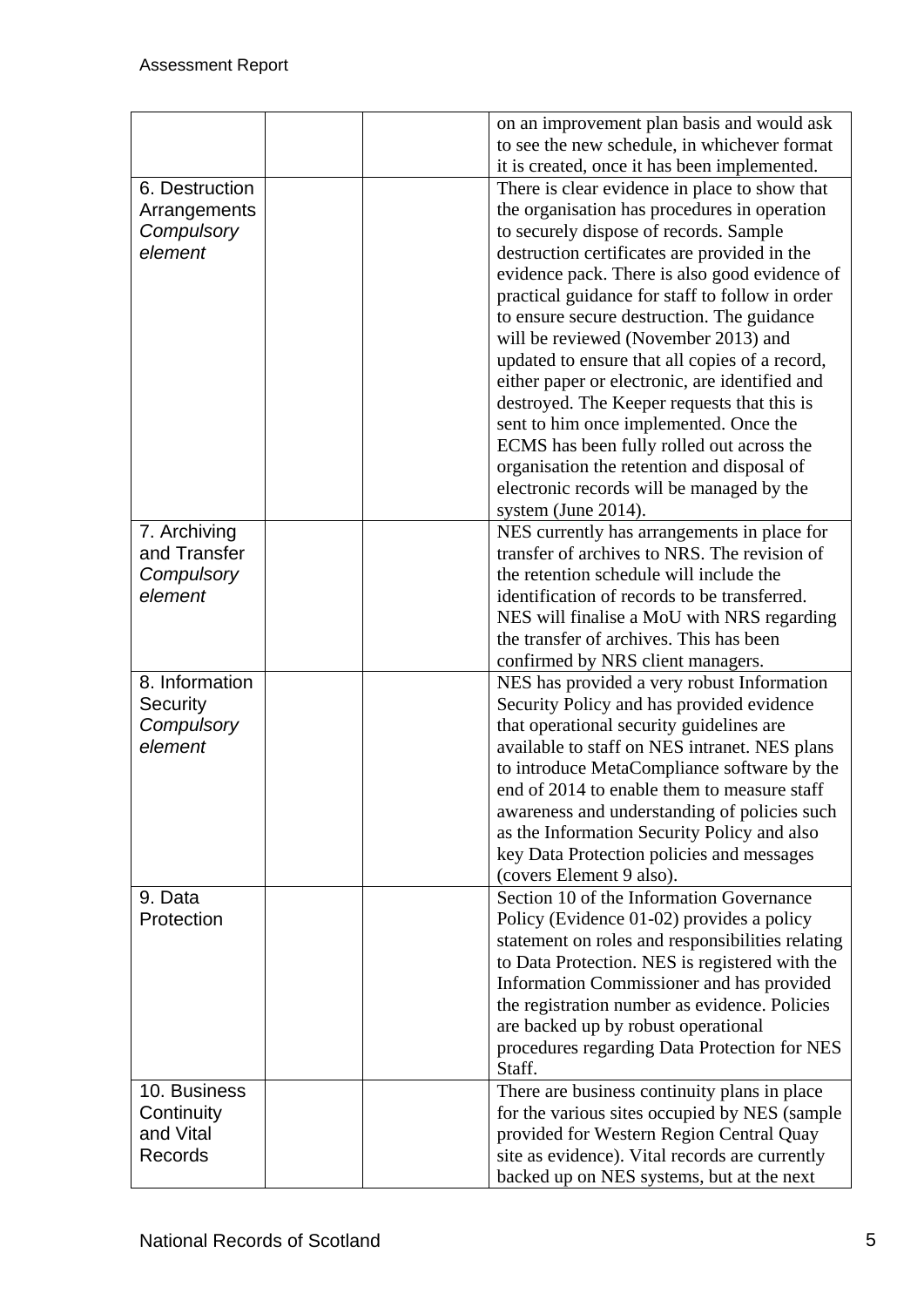| | | | |
|---|---|---|---|
| | | | on an improvement plan basis and would ask to see the new schedule, in whichever format it is created, once it has been implemented. |
| 6. Destruction Arrangements *Compulsory element* | | | There is clear evidence in place to show that the organisation has procedures in operation to securely dispose of records. Sample destruction certificates are provided in the evidence pack. There is also good evidence of practical guidance for staff to follow in order to ensure secure destruction. The guidance will be reviewed (November 2013) and updated to ensure that all copies of a record, either paper or electronic, are identified and destroyed. The Keeper requests that this is sent to him once implemented. Once the ECMS has been fully rolled out across the organisation the retention and disposal of electronic records will be managed by the system (June 2014). |
| 7. Archiving and Transfer *Compulsory element* | | | NES currently has arrangements in place for transfer of archives to NRS. The revision of the retention schedule will include the identification of records to be transferred. NES will finalise a MoU with NRS regarding the transfer of archives. This has been confirmed by NRS client managers. |
| 8. Information Security *Compulsory element* | | | NES has provided a very robust Information Security Policy and has provided evidence that operational security guidelines are available to staff on NES intranet. NES plans to introduce MetaCompliance software by the end of 2014 to enable them to measure staff awareness and understanding of policies such as the Information Security Policy and also key Data Protection policies and messages (covers Element 9 also). |
| 9. Data Protection | | | Section 10 of the Information Governance Policy (Evidence 01-02) provides a policy statement on roles and responsibilities relating to Data Protection. NES is registered with the Information Commissioner and has provided the registration number as evidence. Policies are backed up by robust operational procedures regarding Data Protection for NES Staff. |
| 10. Business Continuity and Vital Records | | | There are business continuity plans in place for the various sites occupied by NES (sample provided for Western Region Central Quay site as evidence). Vital records are currently backed up on NES systems, but at the next |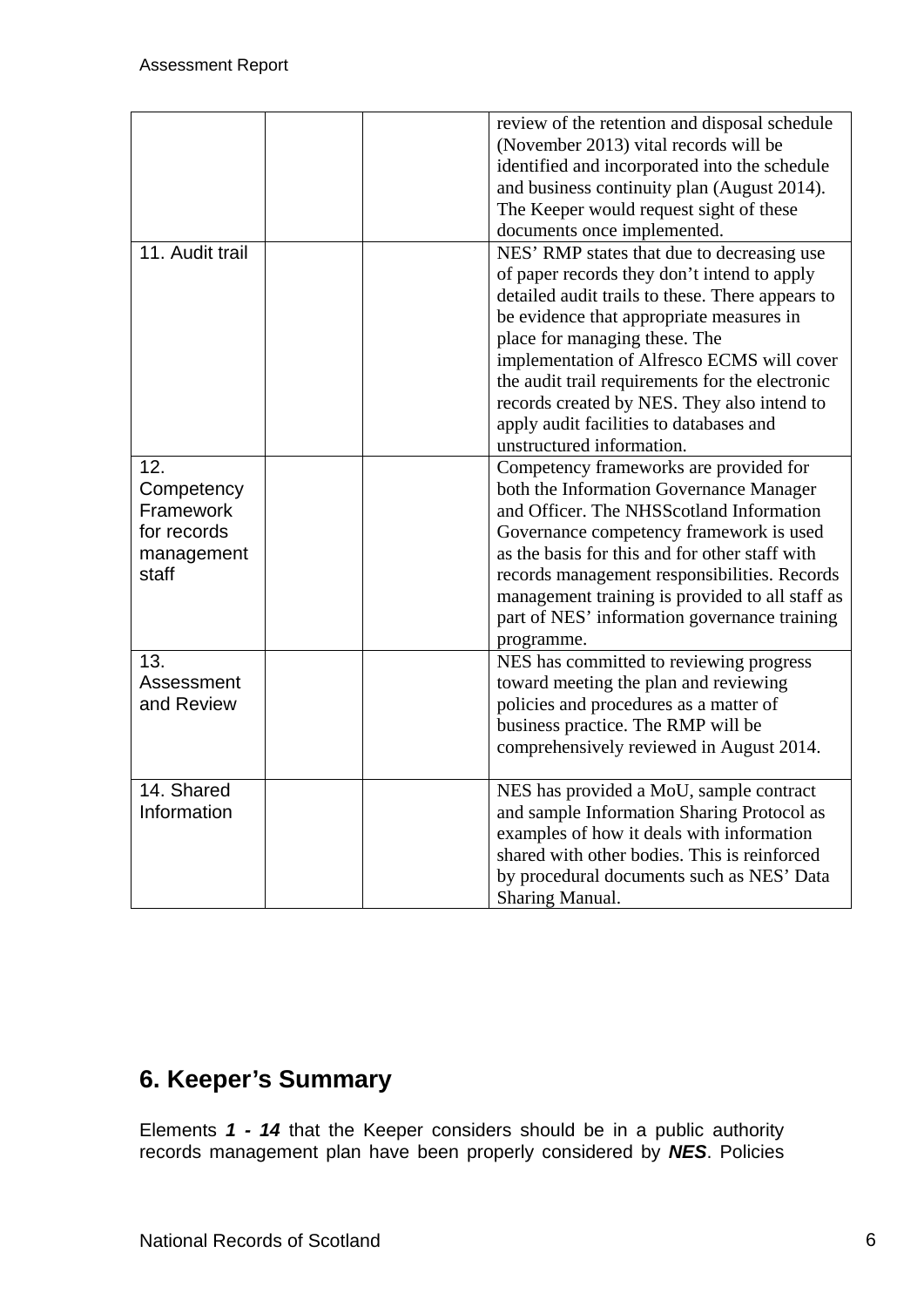| | | | |
|---|---|---|---|
| | | | review of the retention and disposal schedule (November 2013) vital records will be identified and incorporated into the schedule and business continuity plan (August 2014). The Keeper would request sight of these documents once implemented. |
| 11. Audit trail | | | NES' RMP states that due to decreasing use of paper records they don't intend to apply detailed audit trails to these. There appears to be evidence that appropriate measures in place for managing these. The implementation of Alfresco ECMS will cover the audit trail requirements for the electronic records created by NES. They also intend to apply audit facilities to databases and unstructured information. |
| 12. Competency Framework for records management staff | | | Competency frameworks are provided for both the Information Governance Manager and Officer. The NHSScotland Information Governance competency framework is used as the basis for this and for other staff with records management responsibilities. Records management training is provided to all staff as part of NES' information governance training programme. |
| 13. Assessment and Review | | | NES has committed to reviewing progress toward meeting the plan and reviewing policies and procedures as a matter of business practice. The RMP will be comprehensively reviewed in August 2014. |
| 14. Shared Information | | | NES has provided a MoU, sample contract and sample Information Sharing Protocol as examples of how it deals with information shared with other bodies. This is reinforced by procedural documents such as NES' Data Sharing Manual. |

## 6. Keeper's Summary

Elements ***1 - 14*** that the Keeper considers should be in a public authority records management plan have been properly considered by ***NES***. Policies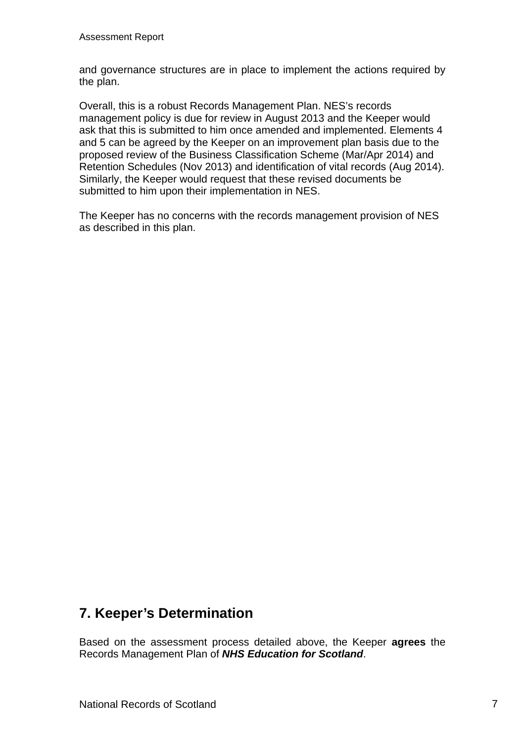and governance structures are in place to implement the actions required by the plan.

Overall, this is a robust Records Management Plan. NES's records management policy is due for review in August 2013 and the Keeper would ask that this is submitted to him once amended and implemented. Elements 4 and 5 can be agreed by the Keeper on an improvement plan basis due to the proposed review of the Business Classification Scheme (Mar/Apr 2014) and Retention Schedules (Nov 2013) and identification of vital records (Aug 2014). Similarly, the Keeper would request that these revised documents be submitted to him upon their implementation in NES.

The Keeper has no concerns with the records management provision of NES as described in this plan.

## 7. Keeper's Determination

Based on the assessment process detailed above, the Keeper **agrees** the Records Management Plan of ***NHS Education for Scotland***.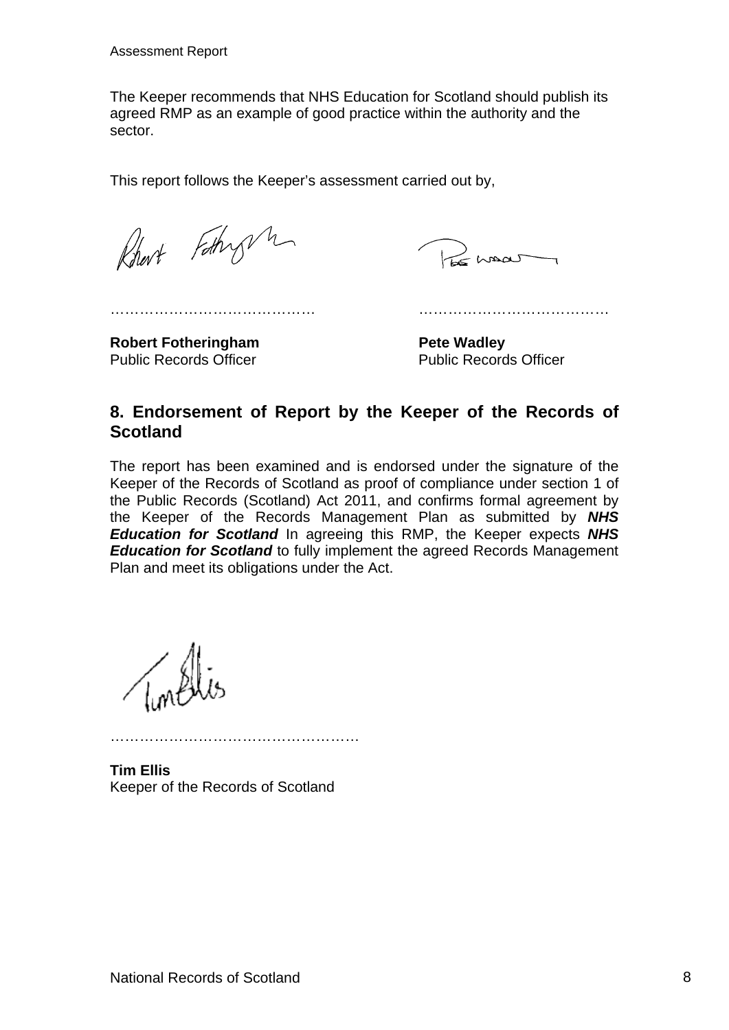The Keeper recommends that NHS Education for Scotland should publish its agreed RMP as an example of good practice within the authority and the sector.

This report follows the Keeper's assessment carried out by,

…………………………………… …………………………………

**Robert Fotheringham**
Public Records Officer

**Pete Wadley**
Public Records Officer

## 8. Endorsement of Report by the Keeper of the Records of Scotland

The report has been examined and is endorsed under the signature of the Keeper of the Records of Scotland as proof of compliance under section 1 of the Public Records (Scotland) Act 2011, and confirms formal agreement by the Keeper of the Records Management Plan as submitted by ***NHS Education for Scotland*** In agreeing this RMP, the Keeper expects ***NHS Education for Scotland*** to fully implement the agreed Records Management Plan and meet its obligations under the Act.

……………………………………………

**Tim Ellis**
Keeper of the Records of Scotland